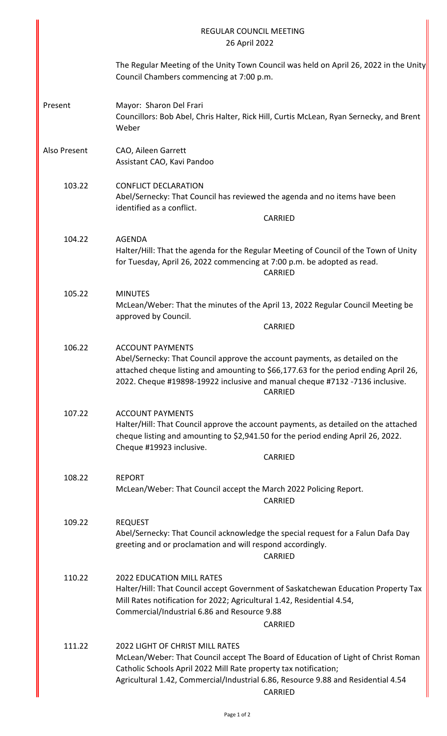# REGULAR COUNCIL MEETING
## 26 April 2022

The Regular Meeting of the Unity Town Council was held on April 26, 2022 in the Unity Council Chambers commencing at 7:00 p.m.

**Present**

Mayor: Sharon Del Frari
Councillors: Bob Abel, Chris Halter, Rick Hill, Curtis McLean, Ryan Sernecky, and Brent Weber

**Also Present**

CAO, Aileen Garrett
Assistant CAO, Kavi Pandoo

**103.22** CONFLICT DECLARATION
Abel/Sernecky: That Council has reviewed the agenda and no items have been identified as a conflict.
CARRIED

**104.22** AGENDA
Halter/Hill: That the agenda for the Regular Meeting of Council of the Town of Unity for Tuesday, April 26, 2022 commencing at 7:00 p.m. be adopted as read.
CARRIED

**105.22** MINUTES
McLean/Weber: That the minutes of the April 13, 2022 Regular Council Meeting be approved by Council.
CARRIED

**106.22** ACCOUNT PAYMENTS
Abel/Sernecky: That Council approve the account payments, as detailed on the attached cheque listing and amounting to $66,177.63 for the period ending April 26, 2022. Cheque #19898-19922 inclusive and manual cheque #7132 -7136 inclusive.
CARRIED

**107.22** ACCOUNT PAYMENTS
Halter/Hill: That Council approve the account payments, as detailed on the attached cheque listing and amounting to $2,941.50 for the period ending April 26, 2022. Cheque #19923 inclusive.
CARRIED

**108.22** REPORT
McLean/Weber: That Council accept the March 2022 Policing Report.
CARRIED

**109.22** REQUEST
Abel/Sernecky: That Council acknowledge the special request for a Falun Dafa Day greeting and or proclamation and will respond accordingly.
CARRIED

**110.22** 2022 EDUCATION MILL RATES
Halter/Hill: That Council accept Government of Saskatchewan Education Property Tax Mill Rates notification for 2022; Agricultural 1.42, Residential 4.54, Commercial/Industrial 6.86 and Resource 9.88
CARRIED

**111.22** 2022 LIGHT OF CHRIST MILL RATES
McLean/Weber: That Council accept The Board of Education of Light of Christ Roman Catholic Schools April 2022 Mill Rate property tax notification; Agricultural 1.42, Commercial/Industrial 6.86, Resource 9.88 and Residential 4.54
CARRIED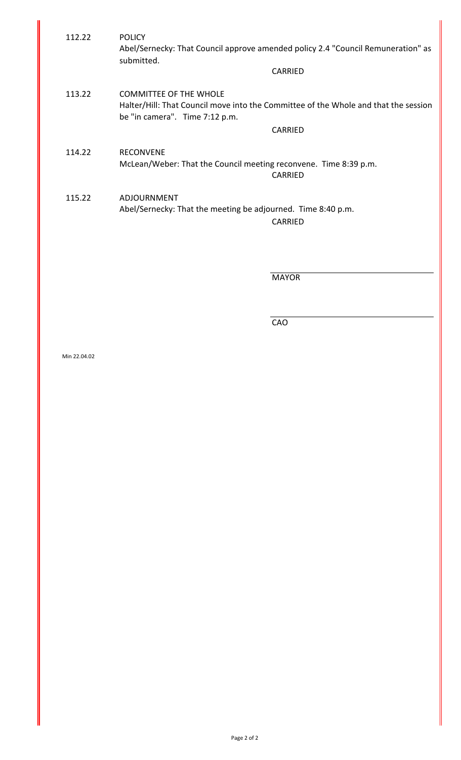112.22 POLICY

Abel/Sernecky: That Council approve amended policy 2.4 "Council Remuneration" as submitted.

CARRIED

113.22 COMMITTEE OF THE WHOLE

Halter/Hill: That Council move into the Committee of the Whole and that the session be "in camera". Time 7:12 p.m.

CARRIED

114.22 RECONVENE

McLean/Weber: That the Council meeting reconvene. Time 8:39 p.m.

CARRIED

115.22 ADJOURNMENT

Abel/Sernecky: That the meeting be adjourned. Time 8:40 p.m.

CARRIED

MAYOR

CAO

Min 22.04.02